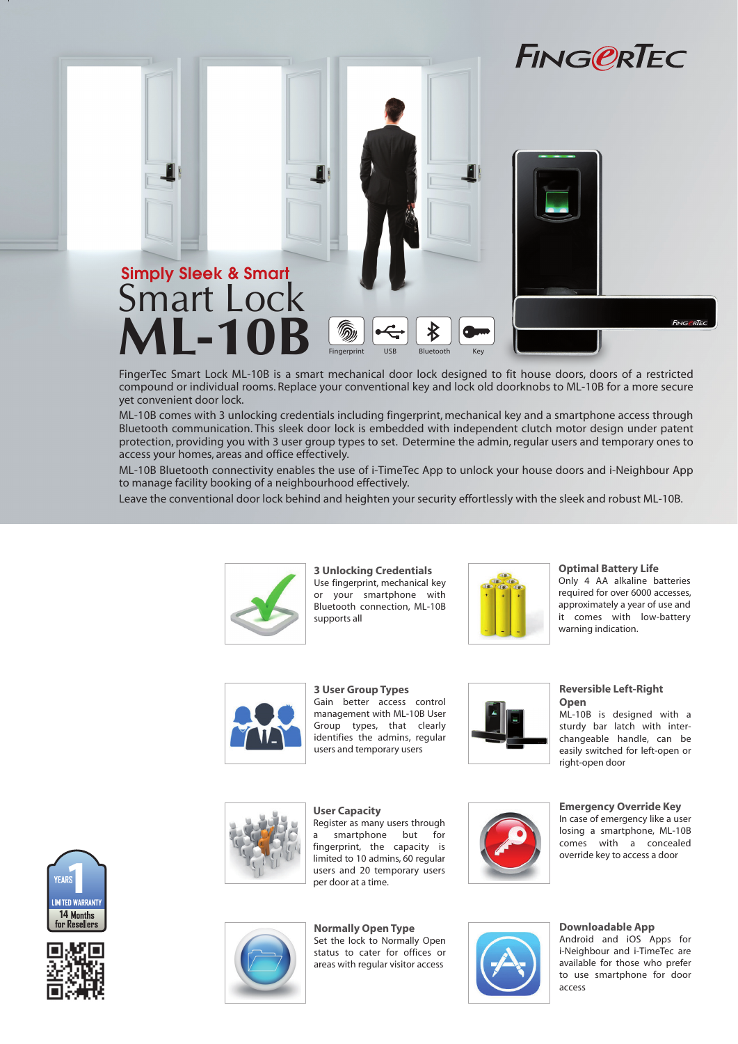# FingerTec

## Simply Sleek & Smart

# Smart Lock ML-10B

Fingerprint | USB | Bluetooth | Key

FingerTec Smart Lock ML-10B is a smart mechanical door lock designed to fit house doors, doors of a restricted compound or individual rooms. Replace your conventional key and lock old doorknobs to ML-10B for a more secure yet convenient door lock.

ML-10B comes with 3 unlocking credentials including fingerprint, mechanical key and a smartphone access through Bluetooth communication. This sleek door lock is embedded with independent clutch motor design under patent protection, providing you with 3 user group types to set. Determine the admin, regular users and temporary ones to access your homes, areas and office effectively.

ML-10B Bluetooth connectivity enables the use of i-TimeTec App to unlock your house doors and i-Neighbour App to manage facility booking of a neighbourhood effectively.

Leave the conventional door lock behind and heighten your security effortlessly with the sleek and robust ML-10B.

### 3 Unlocking Credentials

Use fingerprint, mechanical key or your smartphone with Bluetooth connection, ML-10B supports all

### Optimal Battery Life

Only 4 AA alkaline batteries required for over 6000 accesses, approximately a year of use and it comes with low-battery warning indication.

### 3 User Group Types

Gain better access control management with ML-10B User Group types, that clearly identifies the admins, regular users and temporary users

### Reversible Left-Right Open

ML-10B is designed with a sturdy bar latch with inter-changeable handle, can be easily switched for left-open or right-open door

### User Capacity

Register as many users through a smartphone but for fingerprint, the capacity is limited to 10 admins, 60 regular users and 20 temporary users per door at a time.

### Emergency Override Key

In case of emergency like a user losing a smartphone, ML-10B comes with a concealed override key to access a door

### Normally Open Type

Set the lock to Normally Open status to cater for offices or areas with regular visitor access

### Downloadable App

Android and iOS Apps for i-Neighbour and i-TimeTec are available for those who prefer to use smartphone for door access

1 YEARS LIMITED WARRANTY
14 Months for Resellers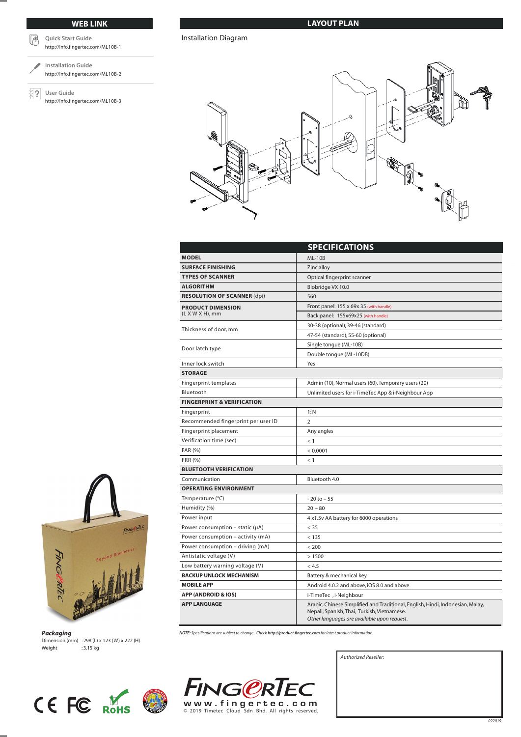## WEB LINK

**Quick Start Guide**
http://info.fingertec.com/ML10B-1

**Installation Guide**
http://info.fingertec.com/ML10B-2

**User Guide**
http://info.fingertec.com/ML10B-3

## LAYOUT PLAN

Installation Diagram

## SPECIFICATIONS

| | |
|---|---|
| **MODEL** | ML-10B |
| **SURFACE FINISHING** | Zinc alloy |
| **TYPES OF SCANNER** | Optical fingerprint scanner |
| **ALGORITHM** | Biobridge VX 10.0 |
| **RESOLUTION OF SCANNER** (dpi) | 560 |
| **PRODUCT DIMENSION** (L X W X H), mm | Front panel: 155 x 69x 35 (with handle) |
| | Back panel: 155x69x25 (with handle) |
| Thickness of door, mm | 30-38 (optional), 39-46 (standard) |
| | 47-54 (standard), 55-60 (optional) |
| Door latch type | Single tongue (ML-10B) |
| | Double tongue (ML-10DB) |
| Inner lock switch | Yes |
| **STORAGE** | |
| Fingerprint templates | Admin (10), Normal users (60), Temporary users (20) |
| Bluetooth | Unlimited users for i-TimeTec App & i-Neighbour App |
| **FINGERPRINT & VERIFICATION** | |
| Fingerprint | 1:N |
| Recommended fingerprint per user ID | 2 |
| Fingerprint placement | Any angles |
| Verification time (sec) | < 1 |
| FAR (%) | < 0.0001 |
| FRR (%) | < 1 |
| **BLUETOOTH VERIFICATION** | |
| Communication | Bluetooth 4.0 |
| **OPERATING ENVIRONMENT** | |
| Temperature (°C) | - 20 to – 55 |
| Humidity (%) | 20 ~ 80 |
| Power input | 4 x1.5v AA battery for 6000 operations |
| Power consumption – static (μA) | < 35 |
| Power consumption – activity (mA) | < 135 |
| Power consumption – driving (mA) | < 200 |
| Antistatic voltage (V) | > 1500 |
| Low battery warning voltage (V) | < 4.5 |
| **BACKUP UNLOCK MECHANISM** | Battery & mechanical key |
| **MOBILE APP** | Android 4.0.2 and above, iOS 8.0 and above |
| **APP (ANDROID & IOS)** | i-TimeTec , i-Neighbour |
| **APP LANGUAGE** | Arabic, Chinese Simplified and Traditional, English, Hindi, Indonesian, Malay, Nepali, Spanish, Thai, Turkish, Vietnamese. *Other languages are available upon request.* |

*NOTE: Specifications are subject to change. Check* ***http://product.fingertec.com*** *for latest product information.*

***Packaging***
Dimension (mm) : 298 (L) x 123 (W) x 222 (H)
Weight : 3.15 kg

*Authorized Reseller:*

www.fingertec.com
© 2019 Timetec Cloud Sdn Bhd. All rights reserved.

022019